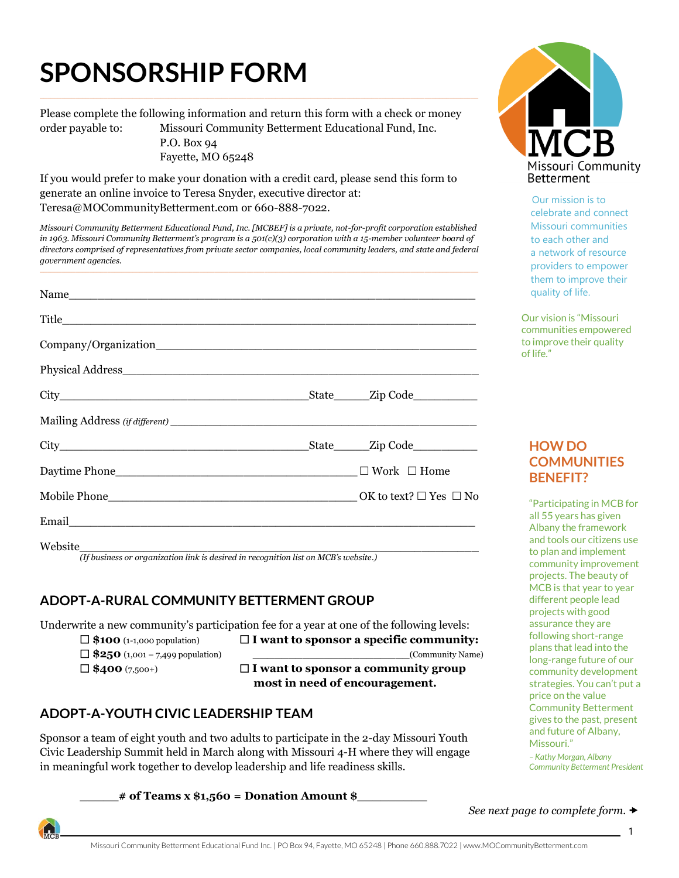# SPONSORSHIP FORM

Please complete the following information and return this form with a check or money order payable to: Missouri Community Betterment Educational Fund, Inc.
P.O. Box 94
Fayette, MO 65248

If you would prefer to make your donation with a credit card, please send this form to generate an online invoice to Teresa Snyder, executive director at: Teresa@MOCommunityBetterment.com or 660-888-7022.

*Missouri Community Betterment Educational Fund, Inc. [MCBEF] is a private, not-for-profit corporation established in 1963. Missouri Community Betterment's program is a 501(c)(3) corporation with a 15-member volunteer board of directors comprised of representatives from private sector companies, local community leaders, and state and federal government agencies.*

Name_______________________________________________________________

Title________________________________________________________________

Company/Organization_________________________________________________

Physical Address______________________________________________________

City_______________________________________State______Zip Code__________

Mailing Address *(if different)* _________________________________________________

City_______________________________________State______Zip Code__________

Daytime Phone_____________________________________ ☐ Work ☐ Home

Mobile Phone_______________________________________ OK to text? ☐ Yes ☐ No

Email_______________________________________________________________

Website_____________________________________________________________
*(If business or organization link is desired in recognition list on MCB's website.)*

## ADOPT-A-RURAL COMMUNITY BETTERMENT GROUP

Underwrite a new community's participation fee for a year at one of the following levels:

☐ **$100** (1-1,000 population)
☐ **$250** (1,001 – 7,499 population)
☐ **$400** (7,500+)

☐ **I want to sponsor a specific community:**
__________________________(Community Name)

☐ **I want to sponsor a community group most in need of encouragement.**

## ADOPT-A-YOUTH CIVIC LEADERSHIP TEAM

Sponsor a team of eight youth and two adults to participate in the 2-day Missouri Youth Civic Leadership Summit held in March along with Missouri 4-H where they will engage in meaningful work together to develop leadership and life readiness skills.

**______# of Teams x $1,560 = Donation Amount $__________**

*See next page to complete form.* ➔

MCB
Missouri Community Betterment

Our mission is to celebrate and connect Missouri communities to each other and a network of resource providers to empower them to improve their quality of life.

Our vision is "Missouri communities empowered to improve their quality of life."

## HOW DO COMMUNITIES BENEFIT?

"Participating in MCB for all 55 years has given Albany the framework and tools our citizens use to plan and implement community improvement projects. The beauty of MCB is that year to year different people lead projects with good assurance they are following short-range plans that lead into the long-range future of our community development strategies. You can't put a price on the value Community Betterment gives to the past, present and future of Albany, Missouri."

*– Kathy Morgan, Albany Community Betterment President*

Missouri Community Betterment Educational Fund Inc. | PO Box 94, Fayette, MO 65248 | Phone 660.888.7022 | www.MOCommunityBetterment.com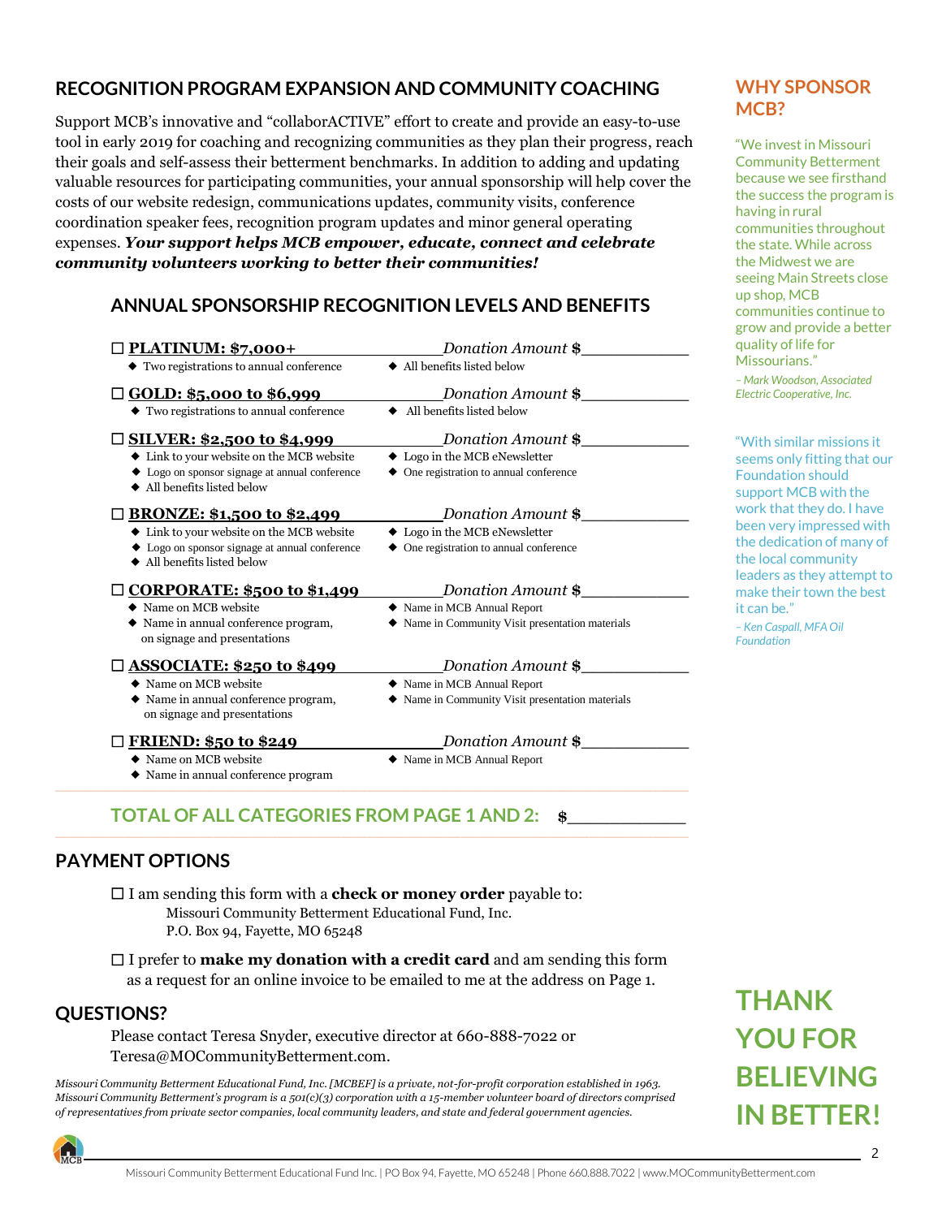## RECOGNITION PROGRAM EXPANSION AND COMMUNITY COACHING

Support MCB's innovative and "collaborACTIVE" effort to create and provide an easy-to-use tool in early 2019 for coaching and recognizing communities as they plan their progress, reach their goals and self-assess their betterment benchmarks. In addition to adding and updating valuable resources for participating communities, your annual sponsorship will help cover the costs of our website redesign, communications updates, community visits, conference coordination speaker fees, recognition program updates and minor general operating expenses. ***Your support helps MCB empower, educate, connect and celebrate community volunteers working to better their communities!***

### ANNUAL SPONSORSHIP RECOGNITION LEVELS AND BENEFITS

☐ **PLATINUM: $7,000+** *Donation Amount* **$**____________
- Two registrations to annual conference
- All benefits listed below

☐ **GOLD: $5,000 to $6,999** *Donation Amount* **$**____________
- Two registrations to annual conference
- All benefits listed below

☐ **SILVER: $2,500 to $4,999** *Donation Amount* **$**____________
- Link to your website on the MCB website
- Logo on sponsor signage at annual conference
- All benefits listed below
- Logo in the MCB eNewsletter
- One registration to annual conference

☐ **BRONZE: $1,500 to $2,499** *Donation Amount* **$**____________
- Link to your website on the MCB website
- Logo on sponsor signage at annual conference
- All benefits listed below
- Logo in the MCB eNewsletter
- One registration to annual conference

☐ **CORPORATE: $500 to $1,499** *Donation Amount* **$**____________
- Name on MCB website
- Name in annual conference program, on signage and presentations
- Name in MCB Annual Report
- Name in Community Visit presentation materials

☐ **ASSOCIATE: $250 to $499** *Donation Amount* **$**____________
- Name on MCB website
- Name in annual conference program, on signage and presentations
- Name in MCB Annual Report
- Name in Community Visit presentation materials

☐ **FRIEND: $50 to $249** *Donation Amount* **$**____________
- Name on MCB website
- Name in annual conference program
- Name in MCB Annual Report

### TOTAL OF ALL CATEGORIES FROM PAGE 1 AND 2: **$**____________

## PAYMENT OPTIONS

☐ I am sending this form with a **check or money order** payable to:
Missouri Community Betterment Educational Fund, Inc.
P.O. Box 94, Fayette, MO 65248

☐ I prefer to **make my donation with a credit card** and am sending this form as a request for an online invoice to be emailed to me at the address on Page 1.

## QUESTIONS?

Please contact Teresa Snyder, executive director at 660-888-7022 or Teresa@MOCommunityBetterment.com.

*Missouri Community Betterment Educational Fund, Inc. [MCBEF] is a private, not-for-profit corporation established in 1963. Missouri Community Betterment's program is a 501(c)(3) corporation with a 15-member volunteer board of directors comprised of representatives from private sector companies, local community leaders, and state and federal government agencies.*

## WHY SPONSOR MCB?

"We invest in Missouri Community Betterment because we see firsthand the success the program is having in rural communities throughout the state. While across the Midwest we are seeing Main Streets close up shop, MCB communities continue to grow and provide a better quality of life for Missourians."

*– Mark Woodson, Associated Electric Cooperative, Inc.*

"With similar missions it seems only fitting that our Foundation should support MCB with the work that they do. I have been very impressed with the dedication of many of the local community leaders as they attempt to make their town the best it can be."

*– Ken Caspall, MFA Oil Foundation*

## THANK YOU FOR BELIEVING IN BETTER!

Missouri Community Betterment Educational Fund Inc. | PO Box 94, Fayette, MO 65248 | Phone 660.888.7022 | www.MOCommunityBetterment.com